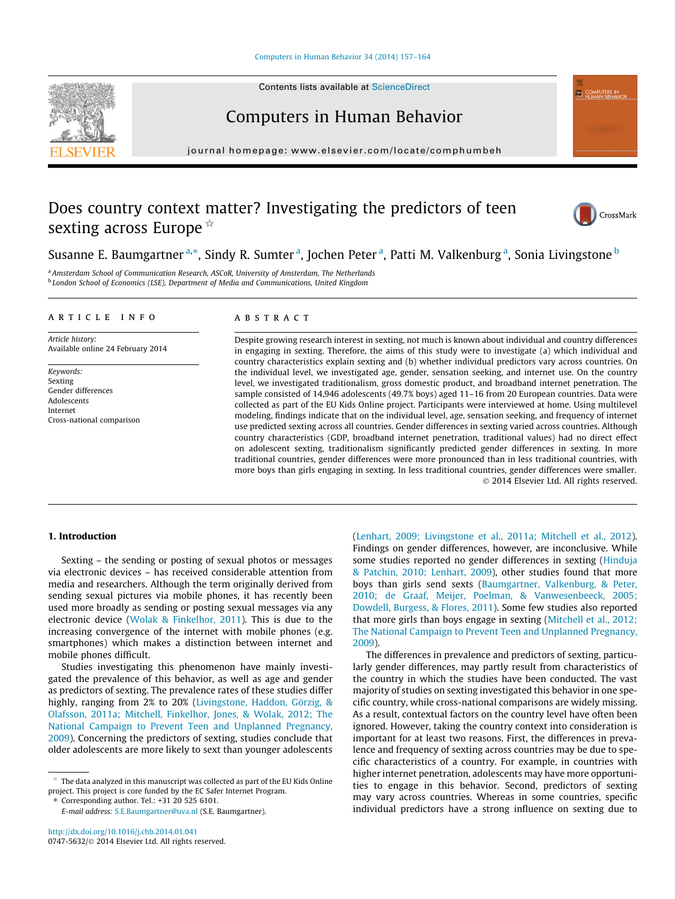# Does country context matter? Investigating the predictors of teen sexting across Europe ☆

Susanne E. Baumgartner [a,*], Sindy R. Sumter [a], Jochen Peter [a], Patti M. Valkenburg [a], Sonia Livingstone [b]

[a] Amsterdam School of Communication Research, ASCoR, University of Amsterdam, The Netherlands
[b] London School of Economics (LSE), Department of Media and Communications, United Kingdom

## ARTICLE INFO

*Article history:*
Available online 24 February 2014

*Keywords:*
Sexting
Gender differences
Adolescents
Internet
Cross-national comparison

## ABSTRACT

Despite growing research interest in sexting, not much is known about individual and country differences in engaging in sexting. Therefore, the aims of this study were to investigate (a) which individual and country characteristics explain sexting and (b) whether individual predictors vary across countries. On the individual level, we investigated age, gender, sensation seeking, and internet use. On the country level, we investigated traditionalism, gross domestic product, and broadband internet penetration. The sample consisted of 14,946 adolescents (49.7% boys) aged 11–16 from 20 European countries. Data were collected as part of the EU Kids Online project. Participants were interviewed at home. Using multilevel modeling, findings indicate that on the individual level, age, sensation seeking, and frequency of internet use predicted sexting across all countries. Gender differences in sexting varied across countries. Although country characteristics (GDP, broadband internet penetration, traditional values) had no direct effect on adolescent sexting, traditionalism significantly predicted gender differences in sexting. In more traditional countries, gender differences were more pronounced than in less traditional countries, with more boys than girls engaging in sexting. In less traditional countries, gender differences were smaller.

© 2014 Elsevier Ltd. All rights reserved.

## 1. Introduction

Sexting – the sending or posting of sexual photos or messages via electronic devices – has received considerable attention from media and researchers. Although the term originally derived from sending sexual pictures via mobile phones, it has recently been used more broadly as sending or posting sexual messages via any electronic device (Wolak & Finkelhor, 2011). This is due to the increasing convergence of the internet with mobile phones (e.g. smartphones) which makes a distinction between internet and mobile phones difficult.

Studies investigating this phenomenon have mainly investigated the prevalence of this behavior, as well as age and gender as predictors of sexting. The prevalence rates of these studies differ highly, ranging from 2% to 20% (Livingstone, Haddon, Görzig, & Olafsson, 2011a; Mitchell, Finkelhor, Jones, & Wolak, 2012; The National Campaign to Prevent Teen and Unplanned Pregnancy, 2009). Concerning the predictors of sexting, studies conclude that older adolescents are more likely to sext than younger adolescents (Lenhart, 2009; Livingstone et al., 2011a; Mitchell et al., 2012). Findings on gender differences, however, are inconclusive. While some studies reported no gender differences in sexting (Hinduja & Patchin, 2010; Lenhart, 2009), other studies found that more boys than girls send sexts (Baumgartner, Valkenburg, & Peter, 2010; de Graaf, Meijer, Poelman, & Vanwesenbeeck, 2005; Dowdell, Burgess, & Flores, 2011). Some few studies also reported that more girls than boys engage in sexting (Mitchell et al., 2012; The National Campaign to Prevent Teen and Unplanned Pregnancy, 2009).

The differences in prevalence and predictors of sexting, particularly gender differences, may partly result from characteristics of the country in which the studies have been conducted. The vast majority of studies on sexting investigated this behavior in one specific country, while cross-national comparisons are widely missing. As a result, contextual factors on the country level have often been ignored. However, taking the country context into consideration is important for at least two reasons. First, the differences in prevalence and frequency of sexting across countries may be due to specific characteristics of a country. For example, in countries with higher internet penetration, adolescents may have more opportunities to engage in this behavior. Second, predictors of sexting may vary across countries. Whereas in some countries, specific individual predictors have a strong influence on sexting due to

☆ The data analyzed in this manuscript was collected as part of the EU Kids Online project. This project is core funded by the EC Safer Internet Program.

* Corresponding author. Tel.: +31 20 525 6101.
*E-mail address:* S.E.Baumgartner@uva.nl (S.E. Baumgartner).

http://dx.doi.org/10.1016/j.chb.2014.01.041
0747-5632/© 2014 Elsevier Ltd. All rights reserved.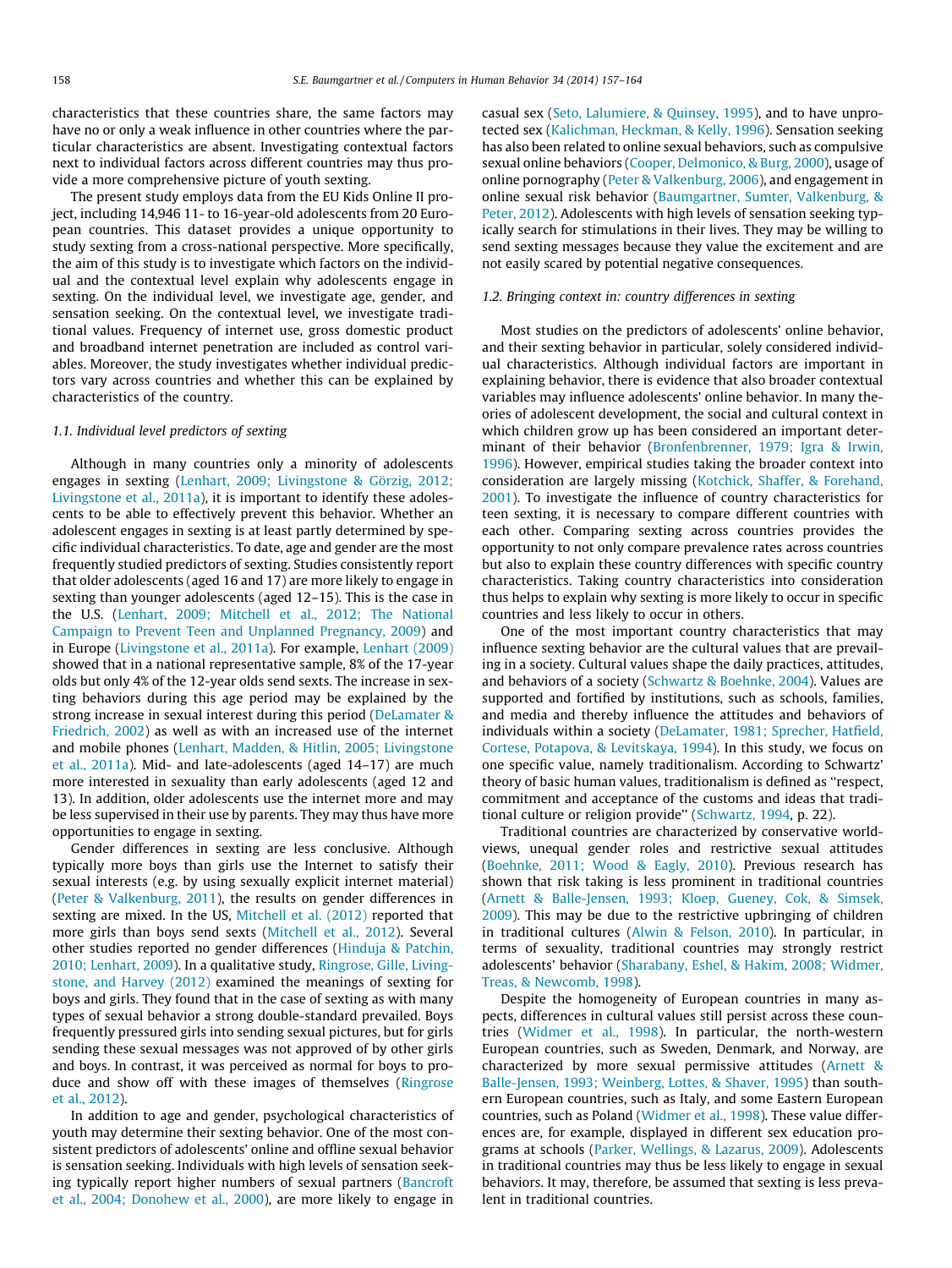characteristics that these countries share, the same factors may have no or only a weak influence in other countries where the particular characteristics are absent. Investigating contextual factors next to individual factors across different countries may thus provide a more comprehensive picture of youth sexting.

The present study employs data from the EU Kids Online II project, including 14,946 11- to 16-year-old adolescents from 20 European countries. This dataset provides a unique opportunity to study sexting from a cross-national perspective. More specifically, the aim of this study is to investigate which factors on the individual and the contextual level explain why adolescents engage in sexting. On the individual level, we investigate age, gender, and sensation seeking. On the contextual level, we investigate traditional values. Frequency of internet use, gross domestic product and broadband internet penetration are included as control variables. Moreover, the study investigates whether individual predictors vary across countries and whether this can be explained by characteristics of the country.

### 1.1. Individual level predictors of sexting

Although in many countries only a minority of adolescents engages in sexting (Lenhart, 2009; Livingstone & Görzig, 2012; Livingstone et al., 2011a), it is important to identify these adolescents to be able to effectively prevent this behavior. Whether an adolescent engages in sexting is at least partly determined by specific individual characteristics. To date, age and gender are the most frequently studied predictors of sexting. Studies consistently report that older adolescents (aged 16 and 17) are more likely to engage in sexting than younger adolescents (aged 12–15). This is the case in the U.S. (Lenhart, 2009; Mitchell et al., 2012; The National Campaign to Prevent Teen and Unplanned Pregnancy, 2009) and in Europe (Livingstone et al., 2011a). For example, Lenhart (2009) showed that in a national representative sample, 8% of the 17-year olds but only 4% of the 12-year olds send sexts. The increase in sexting behaviors during this age period may be explained by the strong increase in sexual interest during this period (DeLamater & Friedrich, 2002) as well as with an increased use of the internet and mobile phones (Lenhart, Madden, & Hitlin, 2005; Livingstone et al., 2011a). Mid- and late-adolescents (aged 14–17) are much more interested in sexuality than early adolescents (aged 12 and 13). In addition, older adolescents use the internet more and may be less supervised in their use by parents. They may thus have more opportunities to engage in sexting.

Gender differences in sexting are less conclusive. Although typically more boys than girls use the Internet to satisfy their sexual interests (e.g. by using sexually explicit internet material) (Peter & Valkenburg, 2011), the results on gender differences in sexting are mixed. In the US, Mitchell et al. (2012) reported that more girls than boys send sexts (Mitchell et al., 2012). Several other studies reported no gender differences (Hinduja & Patchin, 2010; Lenhart, 2009). In a qualitative study, Ringrose, Gille, Livingstone, and Harvey (2012) examined the meanings of sexting for boys and girls. They found that in the case of sexting as with many types of sexual behavior a strong double-standard prevailed. Boys frequently pressured girls into sending sexual pictures, but for girls sending these sexual messages was not approved of by other girls and boys. In contrast, it was perceived as normal for boys to produce and show off with these images of themselves (Ringrose et al., 2012).

In addition to age and gender, psychological characteristics of youth may determine their sexting behavior. One of the most consistent predictors of adolescents' online and offline sexual behavior is sensation seeking. Individuals with high levels of sensation seeking typically report higher numbers of sexual partners (Bancroft et al., 2004; Donohew et al., 2000), are more likely to engage in casual sex (Seto, Lalumiere, & Quinsey, 1995), and to have unprotected sex (Kalichman, Heckman, & Kelly, 1996). Sensation seeking has also been related to online sexual behaviors, such as compulsive sexual online behaviors (Cooper, Delmonico, & Burg, 2000), usage of online pornography (Peter & Valkenburg, 2006), and engagement in online sexual risk behavior (Baumgartner, Sumter, Valkenburg, & Peter, 2012). Adolescents with high levels of sensation seeking typically search for stimulations in their lives. They may be willing to send sexting messages because they value the excitement and are not easily scared by potential negative consequences.

### 1.2. Bringing context in: country differences in sexting

Most studies on the predictors of adolescents' online behavior, and their sexting behavior in particular, solely considered individual characteristics. Although individual factors are important in explaining behavior, there is evidence that also broader contextual variables may influence adolescents' online behavior. In many theories of adolescent development, the social and cultural context in which children grow up has been considered an important determinant of their behavior (Bronfenbrenner, 1979; Igra & Irwin, 1996). However, empirical studies taking the broader context into consideration are largely missing (Kotchick, Shaffer, & Forehand, 2001). To investigate the influence of country characteristics for teen sexting, it is necessary to compare different countries with each other. Comparing sexting across countries provides the opportunity to not only compare prevalence rates across countries but also to explain these country differences with specific country characteristics. Taking country characteristics into consideration thus helps to explain why sexting is more likely to occur in specific countries and less likely to occur in others.

One of the most important country characteristics that may influence sexting behavior are the cultural values that are prevailing in a society. Cultural values shape the daily practices, attitudes, and behaviors of a society (Schwartz & Boehnke, 2004). Values are supported and fortified by institutions, such as schools, families, and media and thereby influence the attitudes and behaviors of individuals within a society (DeLamater, 1981; Sprecher, Hatfield, Cortese, Potapova, & Levitskaya, 1994). In this study, we focus on one specific value, namely traditionalism. According to Schwartz' theory of basic human values, traditionalism is defined as ''respect, commitment and acceptance of the customs and ideas that traditional culture or religion provide'' (Schwartz, 1994, p. 22).

Traditional countries are characterized by conservative worldviews, unequal gender roles and restrictive sexual attitudes (Boehnke, 2011; Wood & Eagly, 2010). Previous research has shown that risk taking is less prominent in traditional countries (Arnett & Balle-Jensen, 1993; Kloep, Gueney, Cok, & Simsek, 2009). This may be due to the restrictive upbringing of children in traditional cultures (Alwin & Felson, 2010). In particular, in terms of sexuality, traditional countries may strongly restrict adolescents' behavior (Sharabany, Eshel, & Hakim, 2008; Widmer, Treas, & Newcomb, 1998).

Despite the homogeneity of European countries in many aspects, differences in cultural values still persist across these countries (Widmer et al., 1998). In particular, the north-western European countries, such as Sweden, Denmark, and Norway, are characterized by more sexual permissive attitudes (Arnett & Balle-Jensen, 1993; Weinberg, Lottes, & Shaver, 1995) than southern European countries, such as Italy, and some Eastern European countries, such as Poland (Widmer et al., 1998). These value differences are, for example, displayed in different sex education programs at schools (Parker, Wellings, & Lazarus, 2009). Adolescents in traditional countries may thus be less likely to engage in sexual behaviors. It may, therefore, be assumed that sexting is less prevalent in traditional countries.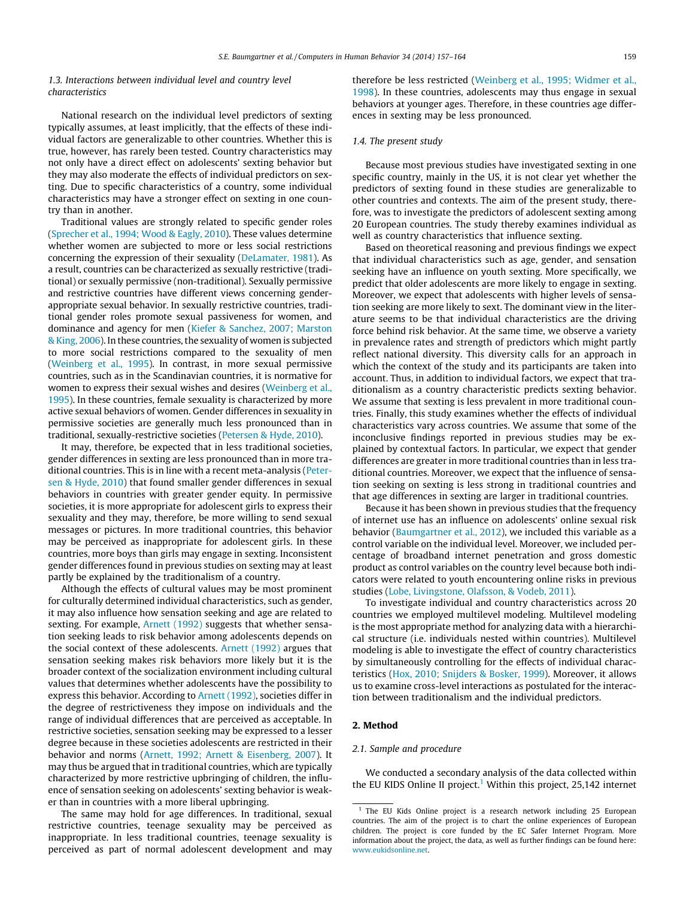### 1.3. Interactions between individual level and country level characteristics

National research on the individual level predictors of sexting typically assumes, at least implicitly, that the effects of these individual factors are generalizable to other countries. Whether this is true, however, has rarely been tested. Country characteristics may not only have a direct effect on adolescents' sexting behavior but they may also moderate the effects of individual predictors on sexting. Due to specific characteristics of a country, some individual characteristics may have a stronger effect on sexting in one country than in another.

Traditional values are strongly related to specific gender roles (Sprecher et al., 1994; Wood & Eagly, 2010). These values determine whether women are subjected to more or less social restrictions concerning the expression of their sexuality (DeLamater, 1981). As a result, countries can be characterized as sexually restrictive (traditional) or sexually permissive (non-traditional). Sexually permissive and restrictive countries have different views concerning gender-appropriate sexual behavior. In sexually restrictive countries, traditional gender roles promote sexual passiveness for women, and dominance and agency for men (Kiefer & Sanchez, 2007; Marston & King, 2006). In these countries, the sexuality of women is subjected to more social restrictions compared to the sexuality of men (Weinberg et al., 1995). In contrast, in more sexual permissive countries, such as in the Scandinavian countries, it is normative for women to express their sexual wishes and desires (Weinberg et al., 1995). In these countries, female sexuality is characterized by more active sexual behaviors of women. Gender differences in sexuality in permissive societies are generally much less pronounced than in traditional, sexually-restrictive societies (Petersen & Hyde, 2010).

It may, therefore, be expected that in less traditional societies, gender differences in sexting are less pronounced than in more traditional countries. This is in line with a recent meta-analysis (Petersen & Hyde, 2010) that found smaller gender differences in sexual behaviors in countries with greater gender equity. In permissive societies, it is more appropriate for adolescent girls to express their sexuality and they may, therefore, be more willing to send sexual messages or pictures. In more traditional countries, this behavior may be perceived as inappropriate for adolescent girls. In these countries, more boys than girls may engage in sexting. Inconsistent gender differences found in previous studies on sexting may at least partly be explained by the traditionalism of a country.

Although the effects of cultural values may be most prominent for culturally determined individual characteristics, such as gender, it may also influence how sensation seeking and age are related to sexting. For example, Arnett (1992) suggests that whether sensation seeking leads to risk behavior among adolescents depends on the social context of these adolescents. Arnett (1992) argues that sensation seeking makes risk behaviors more likely but it is the broader context of the socialization environment including cultural values that determines whether adolescents have the possibility to express this behavior. According to Arnett (1992), societies differ in the degree of restrictiveness they impose on individuals and the range of individual differences that are perceived as acceptable. In restrictive societies, sensation seeking may be expressed to a lesser degree because in these societies adolescents are restricted in their behavior and norms (Arnett, 1992; Arnett & Eisenberg, 2007). It may thus be argued that in traditional countries, which are typically characterized by more restrictive upbringing of children, the influence of sensation seeking on adolescents' sexting behavior is weaker than in countries with a more liberal upbringing.

The same may hold for age differences. In traditional, sexual restrictive countries, teenage sexuality may be perceived as inappropriate. In less traditional countries, teenage sexuality is perceived as part of normal adolescent development and may therefore be less restricted (Weinberg et al., 1995; Widmer et al., 1998). In these countries, adolescents may thus engage in sexual behaviors at younger ages. Therefore, in these countries age differences in sexting may be less pronounced.

### 1.4. The present study

Because most previous studies have investigated sexting in one specific country, mainly in the US, it is not clear yet whether the predictors of sexting found in these studies are generalizable to other countries and contexts. The aim of the present study, therefore, was to investigate the predictors of adolescent sexting among 20 European countries. The study thereby examines individual as well as country characteristics that influence sexting.

Based on theoretical reasoning and previous findings we expect that individual characteristics such as age, gender, and sensation seeking have an influence on youth sexting. More specifically, we predict that older adolescents are more likely to engage in sexting. Moreover, we expect that adolescents with higher levels of sensation seeking are more likely to sext. The dominant view in the literature seems to be that individual characteristics are the driving force behind risk behavior. At the same time, we observe a variety in prevalence rates and strength of predictors which might partly reflect national diversity. This diversity calls for an approach in which the context of the study and its participants are taken into account. Thus, in addition to individual factors, we expect that traditionalism as a country characteristic predicts sexting behavior. We assume that sexting is less prevalent in more traditional countries. Finally, this study examines whether the effects of individual characteristics vary across countries. We assume that some of the inconclusive findings reported in previous studies may be explained by contextual factors. In particular, we expect that gender differences are greater in more traditional countries than in less traditional countries. Moreover, we expect that the influence of sensation seeking on sexting is less strong in traditional countries and that age differences in sexting are larger in traditional countries.

Because it has been shown in previous studies that the frequency of internet use has an influence on adolescents' online sexual risk behavior (Baumgartner et al., 2012), we included this variable as a control variable on the individual level. Moreover, we included percentage of broadband internet penetration and gross domestic product as control variables on the country level because both indicators were related to youth encountering online risks in previous studies (Lobe, Livingstone, Olafsson, & Vodeb, 2011).

To investigate individual and country characteristics across 20 countries we employed multilevel modeling. Multilevel modeling is the most appropriate method for analyzing data with a hierarchical structure (i.e. individuals nested within countries). Multilevel modeling is able to investigate the effect of country characteristics by simultaneously controlling for the effects of individual characteristics (Hox, 2010; Snijders & Bosker, 1999). Moreover, it allows us to examine cross-level interactions as postulated for the interaction between traditionalism and the individual predictors.

## 2. Method

### 2.1. Sample and procedure

We conducted a secondary analysis of the data collected within the EU KIDS Online II project.[1] Within this project, 25,142 internet

[1] The EU Kids Online project is a research network including 25 European countries. The aim of the project is to chart the online experiences of European children. The project is core funded by the EC Safer Internet Program. More information about the project, the data, as well as further findings can be found here: www.eukidsonline.net.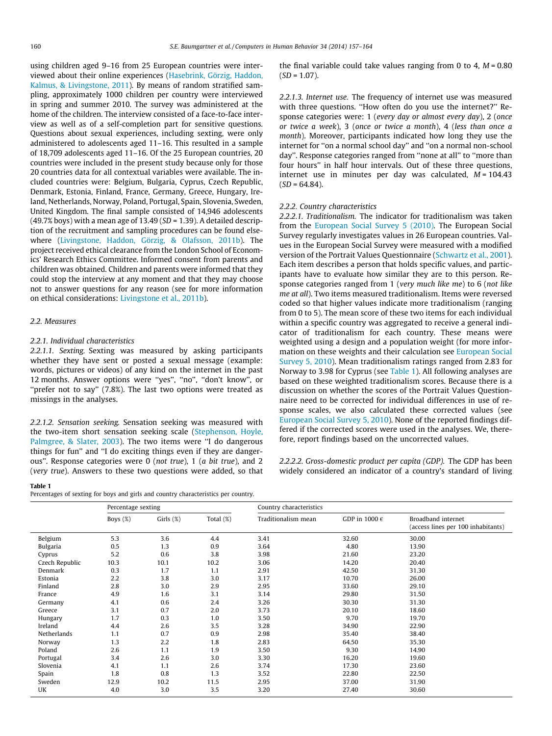using children aged 9–16 from 25 European countries were interviewed about their online experiences (Hasebrink, Görzig, Haddon, Kalmus, & Livingstone, 2011). By means of random stratified sampling, approximately 1000 children per country were interviewed in spring and summer 2010. The survey was administered at the home of the children. The interview consisted of a face-to-face interview as well as of a self-completion part for sensitive questions. Questions about sexual experiences, including sexting, were only administered to adolescents aged 11–16. This resulted in a sample of 18,709 adolescents aged 11–16. Of the 25 European countries, 20 countries were included in the present study because only for those 20 countries data for all contextual variables were available. The included countries were: Belgium, Bulgaria, Cyprus, Czech Republic, Denmark, Estonia, Finland, France, Germany, Greece, Hungary, Ireland, Netherlands, Norway, Poland, Portugal, Spain, Slovenia, Sweden, United Kingdom. The final sample consisted of 14,946 adolescents (49.7% boys) with a mean age of 13.49 ($SD$ = 1.39). A detailed description of the recruitment and sampling procedures can be found elsewhere (Livingstone, Haddon, Görzig, & Olafsson, 2011b). The project received ethical clearance from the London School of Economics' Research Ethics Committee. Informed consent from parents and children was obtained. Children and parents were informed that they could stop the interview at any moment and that they may choose not to answer questions for any reason (see for more information on ethical considerations: Livingstone et al., 2011b).

## 2.2. Measures

### 2.2.1. Individual characteristics

*2.2.1.1. Sexting.* Sexting was measured by asking participants whether they have sent or posted a sexual message (example: words, pictures or videos) of any kind on the internet in the past 12 months. Answer options were "yes", "no", "don't know", or "prefer not to say" (7.8%). The last two options were treated as missings in the analyses.

*2.2.1.2. Sensation seeking.* Sensation seeking was measured with the two-item short sensation seeking scale (Stephenson, Hoyle, Palmgree, & Slater, 2003). The two items were "I do dangerous things for fun" and "I do exciting things even if they are dangerous". Response categories were 0 (*not true*), 1 (*a bit true*), and 2 (*very true*). Answers to these two questions were added, so that the final variable could take values ranging from 0 to 4, $M$ = 0.80 ($SD$ = 1.07).

*2.2.1.3. Internet use.* The frequency of internet use was measured with three questions. "How often do you use the internet?" Response categories were: 1 (*every day or almost every day*), 2 (*once or twice a week*), 3 (*once or twice a month*), 4 (*less than once a month*). Moreover, participants indicated how long they use the internet for "on a normal school day" and "on a normal non-school day". Response categories ranged from "none at all" to "more than four hours" in half hour intervals. Out of these three questions, internet use in minutes per day was calculated, $M$ = 104.43 ($SD$ = 64.84).

### 2.2.2. Country characteristics

*2.2.2.1. Traditionalism.* The indicator for traditionalism was taken from the European Social Survey 5 (2010). The European Social Survey regularly investigates values in 26 European countries. Values in the European Social Survey were measured with a modified version of the Portrait Values Questionnaire (Schwartz et al., 2001). Each item describes a person that holds specific values, and participants have to evaluate how similar they are to this person. Response categories ranged from 1 (*very much like me*) to 6 (*not like me at all*). Two items measured traditionalism. Items were reversed coded so that higher values indicate more traditionalism (ranging from 0 to 5). The mean score of these two items for each individual within a specific country was aggregated to receive a general indicator of traditionalism for each country. These means were weighted using a design and a population weight (for more information on these weights and their calculation see European Social Survey 5, 2010). Mean traditionalism ratings ranged from 2.83 for Norway to 3.98 for Cyprus (see Table 1). All following analyses are based on these weighted traditionalism scores. Because there is a discussion on whether the scores of the Portrait Values Questionnaire need to be corrected for individual differences in use of response scales, we also calculated these corrected values (see European Social Survey 5, 2010). None of the reported findings differed if the corrected scores were used in the analyses. We, therefore, report findings based on the uncorrected values.

*2.2.2.2. Gross-domestic product per capita (GDP).* The GDP has been widely considered an indicator of a country's standard of living

**Table 1**
Percentages of sexting for boys and girls and country characteristics per country.

| | Percentage sexting | | | Country characteristics | | |
|---|---|---|---|---|---|---|
| | Boys (%) | Girls (%) | Total (%) | Traditionalism mean | GDP in 1000 € | Broadband internet (access lines per 100 inhabitants) |
| Belgium | 5.3 | 3.6 | 4.4 | 3.41 | 32.60 | 30.00 |
| Bulgaria | 0.5 | 1.3 | 0.9 | 3.64 | 4.80 | 13.90 |
| Cyprus | 5.2 | 0.6 | 3.8 | 3.98 | 21.60 | 23.20 |
| Czech Republic | 10.3 | 10.1 | 10.2 | 3.06 | 14.20 | 20.40 |
| Denmark | 0.3 | 1.7 | 1.1 | 2.91 | 42.50 | 31.30 |
| Estonia | 2.2 | 3.8 | 3.0 | 3.17 | 10.70 | 26.00 |
| Finland | 2.8 | 3.0 | 2.9 | 2.95 | 33.60 | 29.10 |
| France | 4.9 | 1.6 | 3.1 | 3.14 | 29.80 | 31.50 |
| Germany | 4.1 | 0.6 | 2.4 | 3.26 | 30.30 | 31.30 |
| Greece | 3.1 | 0.7 | 2.0 | 3.73 | 20.10 | 18.60 |
| Hungary | 1.7 | 0.3 | 1.0 | 3.50 | 9.70 | 19.70 |
| Ireland | 4.4 | 2.6 | 3.5 | 3.28 | 34.90 | 22.90 |
| Netherlands | 1.1 | 0.7 | 0.9 | 2.98 | 35.40 | 38.40 |
| Norway | 1.3 | 2.2 | 1.8 | 2.83 | 64.50 | 35.30 |
| Poland | 2.6 | 1.1 | 1.9 | 3.50 | 9.30 | 14.90 |
| Portugal | 3.4 | 2.6 | 3.0 | 3.30 | 16.20 | 19.60 |
| Slovenia | 4.1 | 1.1 | 2.6 | 3.74 | 17.30 | 23.60 |
| Spain | 1.8 | 0.8 | 1.3 | 3.52 | 22.80 | 22.50 |
| Sweden | 12.9 | 10.2 | 11.5 | 2.95 | 37.00 | 31.90 |
| UK | 4.0 | 3.0 | 3.5 | 3.20 | 27.40 | 30.60 |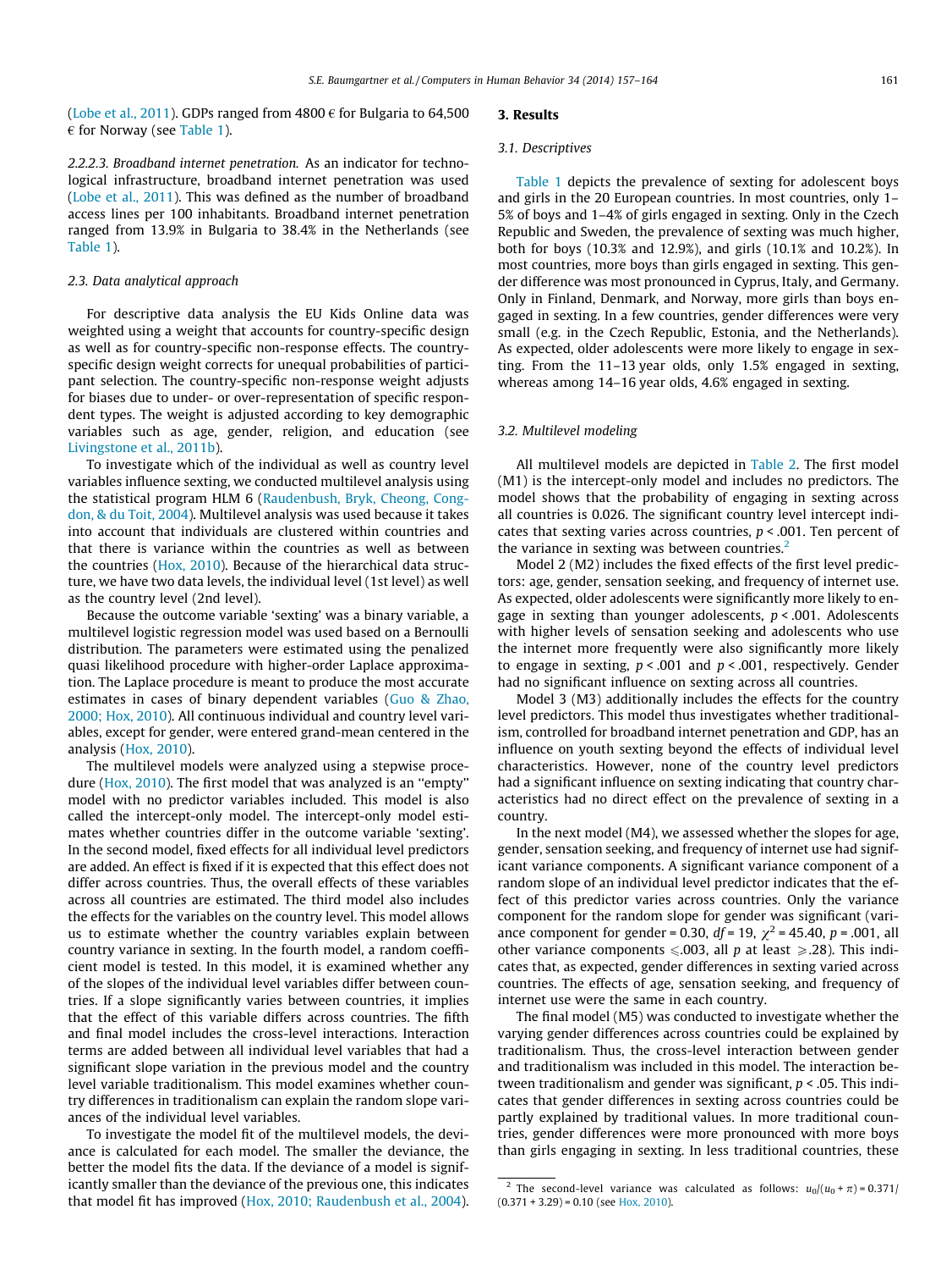(Lobe et al., 2011). GDPs ranged from 4800 € for Bulgaria to 64,500 € for Norway (see Table 1).

*2.2.2.3. Broadband internet penetration.* As an indicator for technological infrastructure, broadband internet penetration was used (Lobe et al., 2011). This was defined as the number of broadband access lines per 100 inhabitants. Broadband internet penetration ranged from 13.9% in Bulgaria to 38.4% in the Netherlands (see Table 1).

### 2.3. Data analytical approach

For descriptive data analysis the EU Kids Online data was weighted using a weight that accounts for country-specific design as well as for country-specific non-response effects. The country-specific design weight corrects for unequal probabilities of participant selection. The country-specific non-response weight adjusts for biases due to under- or over-representation of specific respondent types. The weight is adjusted according to key demographic variables such as age, gender, religion, and education (see Livingstone et al., 2011b).

To investigate which of the individual as well as country level variables influence sexting, we conducted multilevel analysis using the statistical program HLM 6 (Raudenbush, Bryk, Cheong, Congdon, & du Toit, 2004). Multilevel analysis was used because it takes into account that individuals are clustered within countries and that there is variance within the countries as well as between the countries (Hox, 2010). Because of the hierarchical data structure, we have two data levels, the individual level (1st level) as well as the country level (2nd level).

Because the outcome variable 'sexting' was a binary variable, a multilevel logistic regression model was used based on a Bernoulli distribution. The parameters were estimated using the penalized quasi likelihood procedure with higher-order Laplace approximation. The Laplace procedure is meant to produce the most accurate estimates in cases of binary dependent variables (Guo & Zhao, 2000; Hox, 2010). All continuous individual and country level variables, except for gender, were entered grand-mean centered in the analysis (Hox, 2010).

The multilevel models were analyzed using a stepwise procedure (Hox, 2010). The first model that was analyzed is an "empty" model with no predictor variables included. This model is also called the intercept-only model. The intercept-only model estimates whether countries differ in the outcome variable 'sexting'. In the second model, fixed effects for all individual level predictors are added. An effect is fixed if it is expected that this effect does not differ across countries. Thus, the overall effects of these variables across all countries are estimated. The third model also includes the effects for the variables on the country level. This model allows us to estimate whether the country variables explain between country variance in sexting. In the fourth model, a random coefficient model is tested. In this model, it is examined whether any of the slopes of the individual level variables differ between countries. If a slope significantly varies between countries, it implies that the effect of this variable differs across countries. The fifth and final model includes the cross-level interactions. Interaction terms are added between all individual level variables that had a significant slope variation in the previous model and the country level variable traditionalism. This model examines whether country differences in traditionalism can explain the random slope variances of the individual level variables.

To investigate the model fit of the multilevel models, the deviance is calculated for each model. The smaller the deviance, the better the model fits the data. If the deviance of a model is significantly smaller than the deviance of the previous one, this indicates that model fit has improved (Hox, 2010; Raudenbush et al., 2004).

## 3. Results

### 3.1. Descriptives

Table 1 depicts the prevalence of sexting for adolescent boys and girls in the 20 European countries. In most countries, only 1–5% of boys and 1–4% of girls engaged in sexting. Only in the Czech Republic and Sweden, the prevalence of sexting was much higher, both for boys (10.3% and 12.9%), and girls (10.1% and 10.2%). In most countries, more boys than girls engaged in sexting. This gender difference was most pronounced in Cyprus, Italy, and Germany. Only in Finland, Denmark, and Norway, more girls than boys engaged in sexting. In a few countries, gender differences were very small (e.g. in the Czech Republic, Estonia, and the Netherlands). As expected, older adolescents were more likely to engage in sexting. From the 11–13 year olds, only 1.5% engaged in sexting, whereas among 14–16 year olds, 4.6% engaged in sexting.

### 3.2. Multilevel modeling

All multilevel models are depicted in Table 2. The first model (M1) is the intercept-only model and includes no predictors. The model shows that the probability of engaging in sexting across all countries is 0.026. The significant country level intercept indicates that sexting varies across countries, $p < .001$. Ten percent of the variance in sexting was between countries.[2]

Model 2 (M2) includes the fixed effects of the first level predictors: age, gender, sensation seeking, and frequency of internet use. As expected, older adolescents were significantly more likely to engage in sexting than younger adolescents, $p < .001$. Adolescents with higher levels of sensation seeking and adolescents who use the internet more frequently were also significantly more likely to engage in sexting, $p < .001$ and $p < .001$, respectively. Gender had no significant influence on sexting across all countries.

Model 3 (M3) additionally includes the effects for the country level predictors. This model thus investigates whether traditionalism, controlled for broadband internet penetration and GDP, has an influence on youth sexting beyond the effects of individual level characteristics. However, none of the country level predictors had a significant influence on sexting indicating that country characteristics had no direct effect on the prevalence of sexting in a country.

In the next model (M4), we assessed whether the slopes for age, gender, sensation seeking, and frequency of internet use had significant variance components. A significant variance component of a random slope of an individual level predictor indicates that the effect of this predictor varies across countries. Only the variance component for the random slope for gender was significant (variance component for gender = 0.30, $df = 19$, $\chi^2 = 45.40$, $p = .001$, all other variance components $\leqslant .003$, all $p$ at least $\geqslant .28$). This indicates that, as expected, gender differences in sexting varied across countries. The effects of age, sensation seeking, and frequency of internet use were the same in each country.

The final model (M5) was conducted to investigate whether the varying gender differences across countries could be explained by traditionalism. Thus, the cross-level interaction between gender and traditionalism was included in this model. The interaction between traditionalism and gender was significant, $p < .05$. This indicates that gender differences in sexting across countries could be partly explained by traditional values. In more traditional countries, gender differences were more pronounced with more boys than girls engaging in sexting. In less traditional countries, these

---

[2] The second-level variance was calculated as follows: $u_0/(u_0 + \pi) = 0.371/(0.371 + 3.29) = 0.10$ (see Hox, 2010).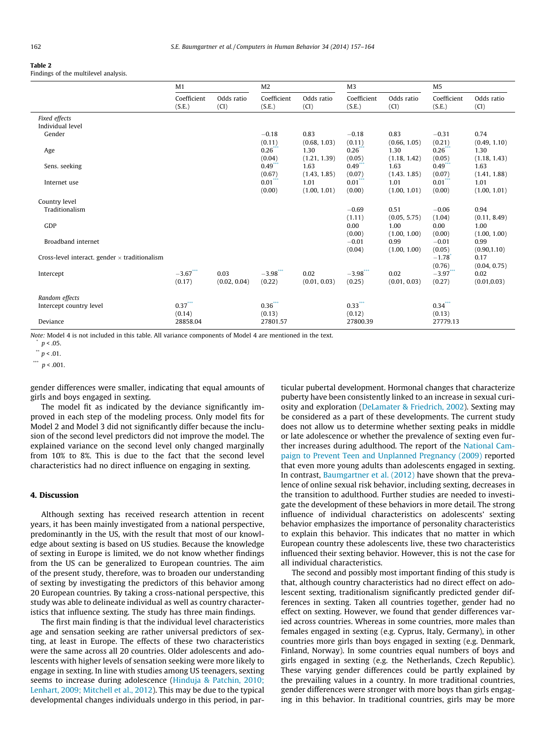**Table 2**
Findings of the multilevel analysis.

| | M1 | | M2 | | M3 | | M5 | |
|---|---|---|---|---|---|---|---|---|
| | Coefficient (S.E.) | Odds ratio (CI) | Coefficient (S.E.) | Odds ratio (CI) | Coefficient (S.E.) | Odds ratio (CI) | Coefficient (S.E.) | Odds ratio (CI) |
| *Fixed effects* | | | | | | | | |
| Individual level | | | | | | | | |
| Gender | | | −0.18 (0.11) | 0.83 (0.68, 1.03) | −0.18 (0.11) | 0.83 (0.66, 1.05) | −0.31 (0.21) | 0.74 (0.49, 1.10) |
| Age | | | 0.26*** (0.04) | 1.30 (1.21, 1.39) | 0.26*** (0.05) | 1.30 (1.18, 1.42) | 0.26*** (0.05) | 1.30 (1.18, 1.43) |
| Sens. seeking | | | 0.49*** (0.67) | 1.63 (1.43, 1.85) | 0.49*** (0.07) | 1.63 (1.43. 1.85) | 0.49*** (0.07) | 1.63 (1.41, 1.88) |
| Internet use | | | 0.01*** (0.00) | 1.01 (1.00, 1.01) | 0.01*** (0.00) | 1.01 (1.00, 1.01) | 0.01*** (0.00) | 1.01 (1.00, 1.01) |
| Country level | | | | | | | | |
| Traditionalism | | | | | −0.69 (1.11) | 0.51 (0.05, 5.75) | −0.06 (1.04) | 0.94 (0.11, 8.49) |
| GDP | | | | | 0.00 (0.00) | 1.00 (1.00, 1.00) | 0.00 (0.00) | 1.00 (1.00, 1.00) |
| Broadband internet | | | | | −0.01 (0.04) | 0.99 (1.00, 1.00) | −0.01 (0.05) | 0.99 (0.90,1.10) |
| Cross-level interact. gender × traditionalism | | | | | | | −1.78* (0.76) | 0.17 (0.04, 0.75) |
| Intercept | −3.67*** (0.17) | 0.03 (0.02, 0.04) | −3.98*** (0.22) | 0.02 (0.01, 0.03) | −3.98*** (0.25) | 0.02 (0.01, 0.03) | −3.97*** (0.27) | 0.02 (0.01,0.03) |
| *Random effects* | | | | | | | | |
| Intercept country level | 0.37*** (0.14) | | 0.36*** (0.13) | | 0.33*** (0.12) | | 0.34*** (0.13) | |
| Deviance | 28858.04 | | 27801.57 | | 27800.39 | | 27779.13 | |

*Note:* Model 4 is not included in this table. All variance components of Model 4 are mentioned in the text.
\* $p < .05$.
\*\* $p < .01$.
\*\*\* $p < .001$.

gender differences were smaller, indicating that equal amounts of girls and boys engaged in sexting.

The model fit as indicated by the deviance significantly improved in each step of the modeling process. Only model fits for Model 2 and Model 3 did not significantly differ because the inclusion of the second level predictors did not improve the model. The explained variance on the second level only changed marginally from 10% to 8%. This is due to the fact that the second level characteristics had no direct influence on engaging in sexting.

## 4. Discussion

Although sexting has received research attention in recent years, it has been mainly investigated from a national perspective, predominantly in the US, with the result that most of our knowledge about sexting is based on US studies. Because the knowledge of sexting in Europe is limited, we do not know whether findings from the US can be generalized to European countries. The aim of the present study, therefore, was to broaden our understanding of sexting by investigating the predictors of this behavior among 20 European countries. By taking a cross-national perspective, this study was able to delineate individual as well as country characteristics that influence sexting. The study has three main findings.

The first main finding is that the individual level characteristics age and sensation seeking are rather universal predictors of sexting, at least in Europe. The effects of these two characteristics were the same across all 20 countries. Older adolescents and adolescents with higher levels of sensation seeking were more likely to engage in sexting. In line with studies among US teenagers, sexting seems to increase during adolescence (Hinduja & Patchin, 2010; Lenhart, 2009; Mitchell et al., 2012). This may be due to the typical developmental changes individuals undergo in this period, in particular pubertal development. Hormonal changes that characterize puberty have been consistently linked to an increase in sexual curiosity and exploration (DeLamater & Friedrich, 2002). Sexting may be considered as a part of these developments. The current study does not allow us to determine whether sexting peaks in middle or late adolescence or whether the prevalence of sexting even further increases during adulthood. The report of the National Campaign to Prevent Teen and Unplanned Pregnancy (2009) reported that even more young adults than adolescents engaged in sexting. In contrast, Baumgartner et al. (2012) have shown that the prevalence of online sexual risk behavior, including sexting, decreases in the transition to adulthood. Further studies are needed to investigate the development of these behaviors in more detail. The strong influence of individual characteristics on adolescents' sexting behavior emphasizes the importance of personality characteristics to explain this behavior. This indicates that no matter in which European country these adolescents live, these two characteristics influenced their sexting behavior. However, this is not the case for all individual characteristics.

The second and possibly most important finding of this study is that, although country characteristics had no direct effect on adolescent sexting, traditionalism significantly predicted gender differences in sexting. Taken all countries together, gender had no effect on sexting. However, we found that gender differences varied across countries. Whereas in some countries, more males than females engaged in sexting (e.g. Cyprus, Italy, Germany), in other countries more girls than boys engaged in sexting (e.g. Denmark, Finland, Norway). In some countries equal numbers of boys and girls engaged in sexting (e.g. the Netherlands, Czech Republic). These varying gender differences could be partly explained by the prevailing values in a country. In more traditional countries, gender differences were stronger with more boys than girls engaging in this behavior. In traditional countries, girls may be more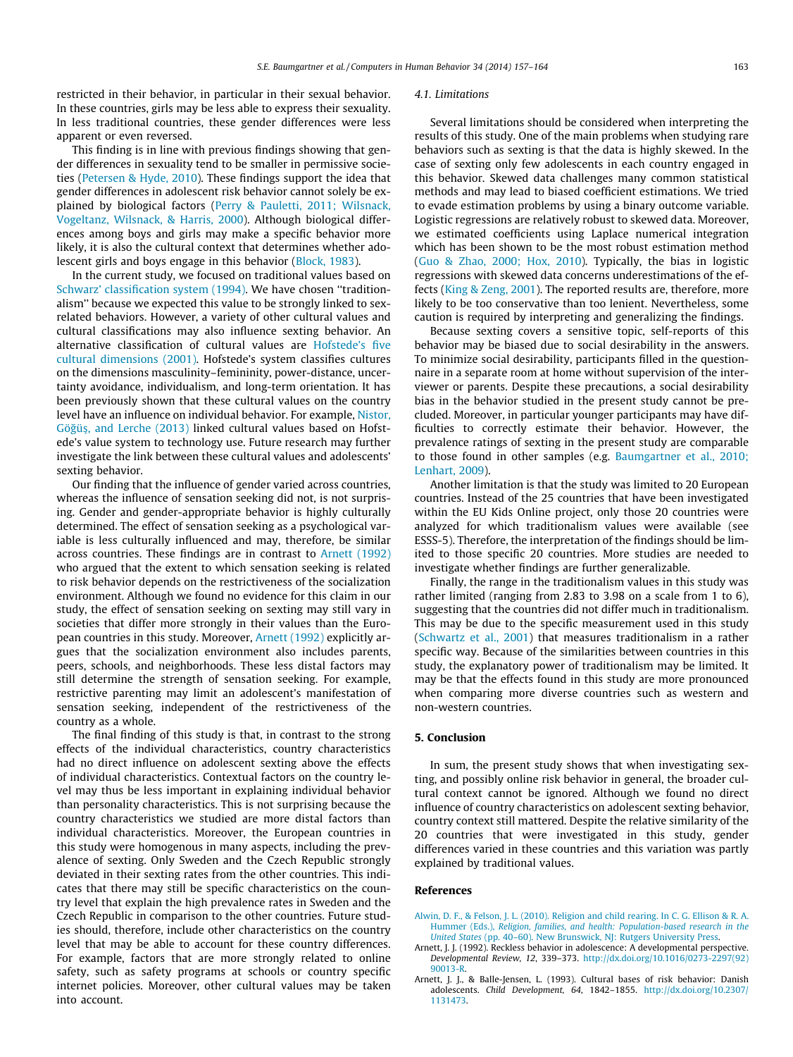restricted in their behavior, in particular in their sexual behavior. In these countries, girls may be less able to express their sexuality. In less traditional countries, these gender differences were less apparent or even reversed.

This finding is in line with previous findings showing that gender differences in sexuality tend to be smaller in permissive societies (Petersen & Hyde, 2010). These findings support the idea that gender differences in adolescent risk behavior cannot solely be explained by biological factors (Perry & Pauletti, 2011; Wilsnack, Vogeltanz, Wilsnack, & Harris, 2000). Although biological differences among boys and girls may make a specific behavior more likely, it is also the cultural context that determines whether adolescent girls and boys engage in this behavior (Block, 1983).

In the current study, we focused on traditional values based on Schwarz' classification system (1994). We have chosen "traditionalism" because we expected this value to be strongly linked to sex-related behaviors. However, a variety of other cultural values and cultural classifications may also influence sexting behavior. An alternative classification of cultural values are Hofstede's five cultural dimensions (2001). Hofstede's system classifies cultures on the dimensions masculinity–femininity, power-distance, uncertainty avoidance, individualism, and long-term orientation. It has been previously shown that these cultural values on the country level have an influence on individual behavior. For example, Nistor, Göğüş, and Lerche (2013) linked cultural values based on Hofstede's value system to technology use. Future research may further investigate the link between these cultural values and adolescents' sexting behavior.

Our finding that the influence of gender varied across countries, whereas the influence of sensation seeking did not, is not surprising. Gender and gender-appropriate behavior is highly culturally determined. The effect of sensation seeking as a psychological variable is less culturally influenced and may, therefore, be similar across countries. These findings are in contrast to Arnett (1992) who argued that the extent to which sensation seeking is related to risk behavior depends on the restrictiveness of the socialization environment. Although we found no evidence for this claim in our study, the effect of sensation seeking on sexting may still vary in societies that differ more strongly in their values than the European countries in this study. Moreover, Arnett (1992) explicitly argues that the socialization environment also includes parents, peers, schools, and neighborhoods. These less distal factors may still determine the strength of sensation seeking. For example, restrictive parenting may limit an adolescent's manifestation of sensation seeking, independent of the restrictiveness of the country as a whole.

The final finding of this study is that, in contrast to the strong effects of the individual characteristics, country characteristics had no direct influence on adolescent sexting above the effects of individual characteristics. Contextual factors on the country level may thus be less important in explaining individual behavior than personality characteristics. This is not surprising because the country characteristics we studied are more distal factors than individual characteristics. Moreover, the European countries in this study were homogenous in many aspects, including the prevalence of sexting. Only Sweden and the Czech Republic strongly deviated in their sexting rates from the other countries. This indicates that there may still be specific characteristics on the country level that explain the high prevalence rates in Sweden and the Czech Republic in comparison to the other countries. Future studies should, therefore, include other characteristics on the country level that may be able to account for these country differences. For example, factors that are more strongly related to online safety, such as safety programs at schools or country specific internet policies. Moreover, other cultural values may be taken into account.

### 4.1. Limitations

Several limitations should be considered when interpreting the results of this study. One of the main problems when studying rare behaviors such as sexting is that the data is highly skewed. In the case of sexting only few adolescents in each country engaged in this behavior. Skewed data challenges many common statistical methods and may lead to biased coefficient estimations. We tried to evade estimation problems by using a binary outcome variable. Logistic regressions are relatively robust to skewed data. Moreover, we estimated coefficients using Laplace numerical integration which has been shown to be the most robust estimation method (Guo & Zhao, 2000; Hox, 2010). Typically, the bias in logistic regressions with skewed data concerns underestimations of the effects (King & Zeng, 2001). The reported results are, therefore, more likely to be too conservative than too lenient. Nevertheless, some caution is required by interpreting and generalizing the findings.

Because sexting covers a sensitive topic, self-reports of this behavior may be biased due to social desirability in the answers. To minimize social desirability, participants filled in the questionnaire in a separate room at home without supervision of the interviewer or parents. Despite these precautions, a social desirability bias in the behavior studied in the present study cannot be precluded. Moreover, in particular younger participants may have difficulties to correctly estimate their behavior. However, the prevalence ratings of sexting in the present study are comparable to those found in other samples (e.g. Baumgartner et al., 2010; Lenhart, 2009).

Another limitation is that the study was limited to 20 European countries. Instead of the 25 countries that have been investigated within the EU Kids Online project, only those 20 countries were analyzed for which traditionalism values were available (see ESSS-5). Therefore, the interpretation of the findings should be limited to those specific 20 countries. More studies are needed to investigate whether findings are further generalizable.

Finally, the range in the traditionalism values in this study was rather limited (ranging from 2.83 to 3.98 on a scale from 1 to 6), suggesting that the countries did not differ much in traditionalism. This may be due to the specific measurement used in this study (Schwartz et al., 2001) that measures traditionalism in a rather specific way. Because of the similarities between countries in this study, the explanatory power of traditionalism may be limited. It may be that the effects found in this study are more pronounced when comparing more diverse countries such as western and non-western countries.

## 5. Conclusion

In sum, the present study shows that when investigating sexting, and possibly online risk behavior in general, the broader cultural context cannot be ignored. Although we found no direct influence of country characteristics on adolescent sexting behavior, country context still mattered. Despite the relative similarity of the 20 countries that were investigated in this study, gender differences varied in these countries and this variation was partly explained by traditional values.

## References

Alwin, D. F., & Felson, J. L. (2010). Religion and child rearing. In C. G. Ellison & R. A. Hummer (Eds.), *Religion, families, and health: Population-based research in the United States* (pp. 40–60). New Brunswick, NJ: Rutgers University Press.

Arnett, J. J. (1992). Reckless behavior in adolescence: A developmental perspective. *Developmental Review, 12*, 339–373. http://dx.doi.org/10.1016/0273-2297(92)90013-R.

Arnett, J. J., & Balle-Jensen, L. (1993). Cultural bases of risk behavior: Danish adolescents. *Child Development, 64*, 1842–1855. http://dx.doi.org/10.2307/1131473.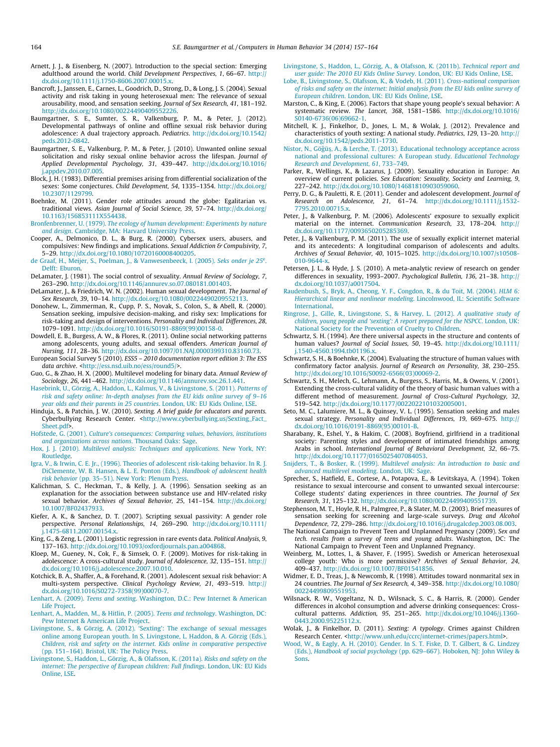Arnett, J. J., & Eisenberg, N. (2007). Introduction to the special section: Emerging adulthood around the world. *Child Development Perspectives, 1*, 66–67. http://dx.doi.org/10.1111/j.1750-8606.2007.00015.x.

Bancroft, J., Janssen, E., Carnes, L., Goodrich, D., Strong, D., & Long, J. S. (2004). Sexual activity and risk taking in young heterosexual men: The relevance of sexual arousability, mood, and sensation seeking. *Journal of Sex Research, 41*, 181–192. http://dx.doi.org/10.1080/00224490409552226.

Baumgartner, S. E., Sumter, S. R., Valkenburg, P. M., & Peter, J. (2012). Developmental pathways of online and offline sexual risk behavior during adolescence: A dual trajectory approach. *Pediatrics*. http://dx.doi.org/10.1542/peds.2012-0842.

Baumgartner, S. E., Valkenburg, P. M., & Peter, J. (2010). Unwanted online sexual solicitation and risky sexual online behavior across the lifespan. *Journal of Applied Developmental Psychology, 31*, 439–447. http://dx.doi.org/10.1016/j.appdev.2010.07.005.

Block, J. H. (1983). Differential premises arising from differential socialization of the sexes: Some conjectures. *Child Development, 54*, 1335–1354. http://dx.doi.org/10.2307/1129799.

Boehnke, M. (2011). Gender role attitudes around the globe: Egalitarian vs. traditional views. *Asian Journal of Social Science, 39*, 57–74. http://dx.doi.org/10.1163/156853111X554438.

Bronfenbrenner, U. (1979). *The ecology of human development: Experiments by nature and design*. Cambridge, MA: Harvard University Press.

Cooper, A., Delmonico, D. L., & Burg, R. (2000). Cybersex users, abusers, and compulsives: New findings and implications. *Sexual Addiction & Compulsivity, 7*, 5–29. http://dx.doi.org/10.1080/10720160008400205.

de Graaf, H., Meijer, S., Poelman, J., & Vanwesenbeeck, I. (2005). *Seks onder je 25[e]*. Delft: Eburon.

DeLamater, J. (1981). The social control of sexuality. *Annual Review of Sociology, 7*, 263–290. http://dx.doi.org/10.1146/annurev.so.07.080181.001403.

DeLamater, J., & Friedrich, W. N. (2002). Human sexual development. *The Journal of Sex Research, 39*, 10–14. http://dx.doi.org/10.1080/00224490209552113.

Donohew, L., Zimmerman, R., Cupp, P. S., Novak, S., Colon, S., & Abell, R. (2000). Sensation seeking, impulsive decision-making, and risky sex: Implications for risk-taking and design of interventions. *Personality and Individual Differences, 28*, 1079–1091. http://dx.doi.org/10.1016/S0191-8869(99)00158-0.

Dowdell, E. B., Burgess, A. W., & Flores, R. (2011). Online social networking patterns among adolescents, young adults, and sexual offenders. *American Journal of Nursing, 111*, 28–36. http://dx.doi.org/10.1097/01.NAJ.0000399310.83160.73.

European Social Survey 5 (2010). *ESS5 – 2010 documentation report edition 3: The ESS data archive*. <http://ess.nsd.uib.no/ess/round5/>.

Guo, G., & Zhao, H. X. (2000). Multilevel modeling for binary data. *Annual Review of Sociology, 26*, 441–462. http://dx.doi.org/10.1146/annurev.soc.26.1.441.

Hasebrink, U., Görzig, A., Haddon, L., Kalmus, V., & Livingstone, S. (2011). *Patterns of risk and safety online: In-depth analyses from the EU kids online survey of 9–16 year olds and their parents in 25 countries*. London, UK: EU Kids Online, LSE.

Hinduja, S., & Patchin, J. W. (2010). *Sexting. A brief guide for educators and parents*. Cyberbullying Research Center. <http://www.cyberbullying.us/Sexting_Fact_Sheet.pdf>.

Hofstede, G. (2001). *Culture's consequences: Comparing values, behaviors, institutions and organizations across nations*. Thousand Oaks: Sage.

Hox, J. J. (2010). *Multilevel analysis: Techniques and applications*. New York, NY: Routledge.

Igra, V., & Irwin, C. E. Jr., (1996). Theories of adolescent risk-taking behavior. In R. J. DiClemente, W. B. Hansen, & L. E. Ponton (Eds.), *Handbook of adolescent health risk behavior* (pp. 35–51). New York: Plenum Press.

Kalichman, S. C., Heckman, T., & Kelly, J. A. (1996). Sensation seeking as an explanation for the association between substance use and HIV-related risky sexual behavior. *Archives of Sexual Behavior, 25*, 141–154. http://dx.doi.org/10.1007/BF02437933.

Kiefer, A. K., & Sanchez, D. T. (2007). Scripting sexual passivity: A gender role perspective. *Personal Relationships, 14*, 269–290. http://dx.doi.org/10.1111/j.1475-6811.2007.00154.x.

King, G., & Zeng, L. (2001). Logistic regression in rare events data. *Political Analysis, 9*, 137–163. http://dx.doi.org/10.1093/oxfordjournals.pan.a004868.

Kloep, M., Gueney, N., Cok, F., & Simsek, O. F. (2009). Motives for risk-taking in adolescence: A cross-cultural study. *Journal of Adolescence, 32*, 135–151. http://dx.doi.org/10.1016/j.adolescence.2007.10.010.

Kotchick, B. A., Shaffer, A., & Forehand, R. (2001). Adolescent sexual risk behavior: A multi-system perspective. *Clinical Psychology Review, 21*, 493–519. http://dx.doi.org/10.1016/S0272-7358(99)00070-7.

Lenhart, A. (2009). *Teens and sexting*. Washington, D.C.: Pew Internet & American Life Project.

Lenhart, A., Madden, M., & Hitlin, P. (2005). *Teens and technology*. Washington, DC: Pew Internet & American Life Project.

Livingstone, S., & Görzig, A. (2012). 'Sexting': The exchange of sexual messages online among European youth. In S. Livingstone, L. Haddon, & A. Görzig (Eds.), *Children, risk and safety on the internet. Kids online in comparative perspective* (pp. 151–164). Bristol, UK: The Policy Press.

Livingstone, S., Haddon, L., Görzig, A., & Olafsson, K. (2011a). *Risks and safety on the internet: The perspective of European children: Full findings*. London, UK: EU Kids Online, LSE.

Livingstone, S., Haddon, L., Görzig, A., & Olafsson, K. (2011b). *Technical report and user guide: The 2010 EU Kids Online Survey*. London, UK: EU Kids Online, LSE.

Lobe, B., Livingstone, S., Olafsson, K., & Vodeb, H. (2011). *Cross-national comparison of risks and safety on the internet: Initial analysis from the EU kids online survey of European children*. London, UK: EU Kids Online, LSE.

Marston, C., & King, E. (2006). Factors that shape young people's sexual behavior: A systematic review. *The Lancet, 368*, 1581–1586. http://dx.doi.org/10.1016/S0140-6736(06)69662-1.

Mitchell, K. J., Finkelhor, D., Jones, L. M., & Wolak, J. (2012). Prevalence and characteristics of youth sexting: A national study. *Pediatrics, 129*, 13–20. http://dx.doi.org/10.1542/peds.2011-1730.

Nistor, N., Göğüş, A., & Lerche, T. (2013). Educational technology acceptance across national and professional cultures: A European study. *Educational Technology Research and Development, 61*, 733–749.

Parker, R., Wellings, K., & Lazarus, J. (2009). Sexuality education in Europe: An overview of current policies. *Sex Education: Sexuality, Society and Learning, 9*, 227–242. http://dx.doi.org/10.1080/14681810903059060.

Perry, D. G., & Pauletti, R. E. (2011). Gender and adolescent development. *Journal of Research on Adolescence, 21*, 61–74. http://dx.doi.org/10.1111/j.1532-7795.2010.00715.x.

Peter, J., & Valkenburg, P. M. (2006). Adolescents' exposure to sexually explicit material on the internet. *Communication Research, 33*, 178–204. http://dx.doi.org/10.1177/0093650205285369.

Peter, J., & Valkenburg, P. M. (2011). The use of sexually explicit internet material and its antecedents: A longitudinal comparison of adolescents and adults. *Archives of Sexual Behavior, 40*, 1015–1025. http://dx.doi.org/10.1007/s10508-010-9644-x.

Petersen, J. L., & Hyde, J. S. (2010). A meta-analytic review of research on gender differences in sexuality, 1993–2007. *Psychological Bulletin, 136*, 21–38. http://dx.doi.org/10.1037/a0017504.

Raudenbush, S., Bryk, A., Cheong, Y. F., Congdon, R., & du Toit, M. (2004). *HLM 6: Hierarchical linear and nonlinear modeling*. Lincolnwood, IL: Scientific Software International.

Ringrose, J., Gille, R., Livingstone, S., & Harvey, L. (2012). *A qualitative study of children, young people and 'sexting': A report prepared for the NSPCC*. London, UK: National Society for the Prevention of Cruelty to Children.

Schwartz, S. H. (1994). Are there universal aspects in the structure and contents of human values? *Journal of Social Issues, 50*, 19–45. http://dx.doi.org/10.1111/j.1540-4560.1994.tb01196.x.

Schwartz, S. H., & Boehnke, K. (2004). Evaluating the structure of human values with confirmatory factor analysis. *Journal of Research on Personality, 38*, 230–255. http://dx.doi.org/10.1016/S0092-6566(03)00069-2.

Schwartz, S. H., Melech, G., Lehmann, A., Burgess, S., Harris, M., & Owens, V. (2001). Extending the cross-cultural validity of the theory of basic human values with a different method of measurement. *Journal of Cross-Cultural Psychology, 32*, 519–542. http://dx.doi.org/10.1177/0022022101032005001.

Seto, M. C., Lalumiere, M. L., & Quinsey, V. L. (1995). Sensation seeking and males sexual strategy. *Personality and Individual Differences, 19*, 669–675. http://dx.doi.org/10.1016/0191-8869(95)00101-B.

Sharabany, R., Eshel, Y., & Hakim, C. (2008). Boyfriend, girlfriend in a traditional society: Parenting styles and development of intimated friendships among Arabs in school. *International Journal of Behavioral Development, 32*, 66–75. http://dx.doi.org/10.1177/0165025407084053.

Snijders, T., & Bosker, R. (1999). *Multilevel analysis: An introduction to basic and advanced multilevel modeling*. London, UK: Sage.

Sprecher, S., Hatfield, E., Cortese, A., Potapova, E., & Levitskaya, A. (1994). Token resistance to sexual intercourse and consent to unwanted sexual intercourse: College students' dating experiences in three countries. *The Journal of Sex Research, 31*, 125–132. http://dx.doi.org/10.1080/00224499409551739.

Stephenson, M. T., Hoyle, R. H., Palmgree, P., & Slater, M. D. (2003). Brief measures of sensation seeking for screening and large-scale surveys. *Drug and Alcohol Dependence, 72*, 279–286. http://dx.doi.org/10.1016/j.drugalcdep.2003.08.003.

The National Campaign to Prevent Teen and Unplanned Pregnancy (2009). *Sex and tech. results from a survey of teens and young adults*. Washington, DC: The National Campaign to Prevent Teen and Unplanned Pregnancy.

Weinberg, M., Lottes, I., & Shaver, F. (1995). Swedish or American heterosexual college youth: Who is more permissive? *Archives of Sexual Behavior, 24*, 409–437. http://dx.doi.org/10.1007/BF01541856.

Widmer, E. D., Treas, J., & Newcomb, R. (1998). Attitudes toward nonmarital sex in 24 countries. *The Journal of Sex Research, 4*, 349–358. http://dx.doi.org/10.1080/00224499809551953.

Wilsnack, R. W., Vogeltanz, N. D., Wilsnack, S. C., & Harris, R. (2000). Gender differences in alcohol consumption and adverse drinking consequences: Cross-cultural patterns. *Addiction, 95*, 251–265. http://dx.doi.org/10.1046/j.1360-0443.2000.95225112.x.

Wolak, J., & Finkelhor, D. (2011). *Sexting: A typology*. Crimes against Children Research Center. <http://www.unh.edu/ccrc/internet-crimes/papers.html>.

Wood, W., & Eagly, A. H. (2010). Gender. In S. T. Fiske, D. T. Gilbert, & G. Lindzey (Eds.), *Handbook of social psychology* (pp. 629–667). Hoboken, NJ: John Wiley & Sons.